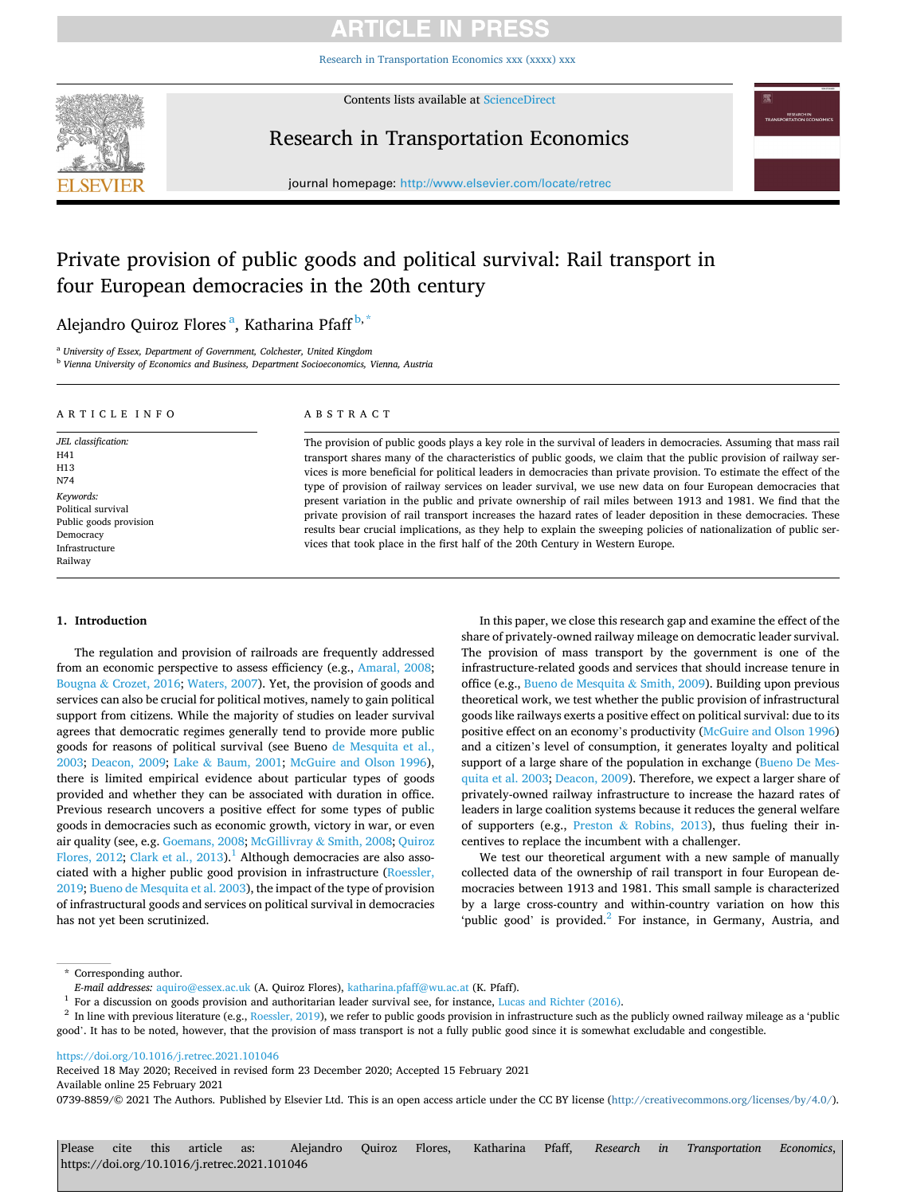# Private provision of public goods and political survival: Rail transport in four European democracies in the 20th century

Alejandro Quiroz Flores [a], Katharina Pfaff [b,*]

[a] University of Essex, Department of Government, Colchester, United Kingdom

[b] Vienna University of Economics and Business, Department Socioeconomics, Vienna, Austria

## ARTICLE INFO

*JEL classification:*
H41
H13
N74

*Keywords:*
Political survival
Public goods provision
Democracy
Infrastructure
Railway

## ABSTRACT

The provision of public goods plays a key role in the survival of leaders in democracies. Assuming that mass rail transport shares many of the characteristics of public goods, we claim that the public provision of railway services is more beneficial for political leaders in democracies than private provision. To estimate the effect of the type of provision of railway services on leader survival, we use new data on four European democracies that present variation in the public and private ownership of rail miles between 1913 and 1981. We find that the private provision of rail transport increases the hazard rates of leader deposition in these democracies. These results bear crucial implications, as they help to explain the sweeping policies of nationalization of public services that took place in the first half of the 20th Century in Western Europe.

## 1. Introduction

The regulation and provision of railroads are frequently addressed from an economic perspective to assess efficiency (e.g., Amaral, 2008; Bougna & Crozet, 2016; Waters, 2007). Yet, the provision of goods and services can also be crucial for political motives, namely to gain political support from citizens. While the majority of studies on leader survival agrees that democratic regimes generally tend to provide more public goods for reasons of political survival (see Bueno de Mesquita et al., 2003; Deacon, 2009; Lake & Baum, 2001; McGuire and Olson 1996), there is limited empirical evidence about particular types of goods provided and whether they can be associated with duration in office. Previous research uncovers a positive effect for some types of public goods in democracies such as economic growth, victory in war, or even air quality (see, e.g. Goemans, 2008; McGillivray & Smith, 2008; Quiroz Flores, 2012; Clark et al., 2013).[1] Although democracies are also associated with a higher public good provision in infrastructure (Roessler, 2019; Bueno de Mesquita et al. 2003), the impact of the type of provision of infrastructural goods and services on political survival in democracies has not yet been scrutinized.

In this paper, we close this research gap and examine the effect of the share of privately-owned railway mileage on democratic leader survival. The provision of mass transport by the government is one of the infrastructure-related goods and services that should increase tenure in office (e.g., Bueno de Mesquita & Smith, 2009). Building upon previous theoretical work, we test whether the public provision of infrastructural goods like railways exerts a positive effect on political survival: due to its positive effect on an economy's productivity (McGuire and Olson 1996) and a citizen's level of consumption, it generates loyalty and political support of a large share of the population in exchange (Bueno De Mesquita et al. 2003; Deacon, 2009). Therefore, we expect a larger share of privately-owned railway infrastructure to increase the hazard rates of leaders in large coalition systems because it reduces the general welfare of supporters (e.g., Preston & Robins, 2013), thus fueling their incentives to replace the incumbent with a challenger.

We test our theoretical argument with a new sample of manually collected data of the ownership of rail transport in four European democracies between 1913 and 1981. This small sample is characterized by a large cross-country and within-country variation on how this 'public good' is provided.[2] For instance, in Germany, Austria, and

---

* Corresponding author.
*E-mail addresses:* aquiro@essex.ac.uk (A. Quiroz Flores), katharina.pfaff@wu.ac.at (K. Pfaff).

[1] For a discussion on goods provision and authoritarian leader survival see, for instance, Lucas and Richter (2016).

[2] In line with previous literature (e.g., Roessler, 2019), we refer to public goods provision in infrastructure such as the publicly owned railway mileage as a 'public good'. It has to be noted, however, that the provision of mass transport is not a fully public good since it is somewhat excludable and congestible.

https://doi.org/10.1016/j.retrec.2021.101046
Received 18 May 2020; Received in revised form 23 December 2020; Accepted 15 February 2021
Available online 25 February 2021
0739-8859/© 2021 The Authors. Published by Elsevier Ltd. This is an open access article under the CC BY license (http://creativecommons.org/licenses/by/4.0/).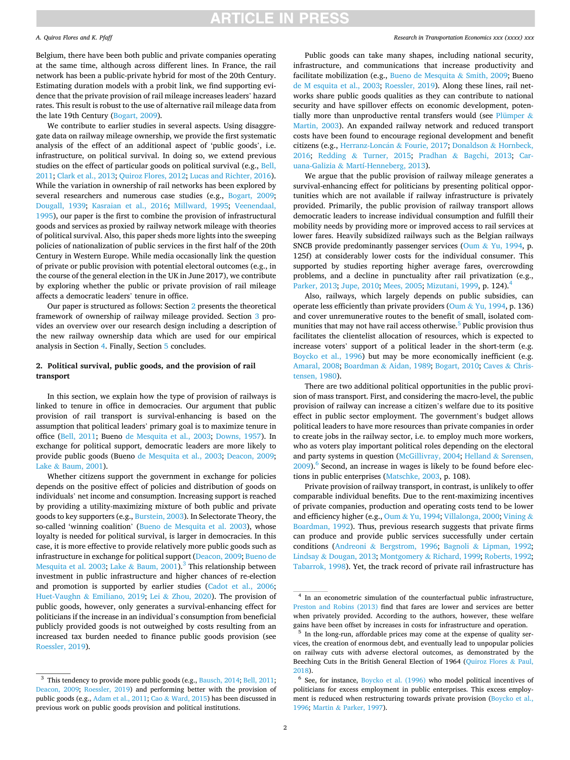Belgium, there have been both public and private companies operating at the same time, although across different lines. In France, the rail network has been a public-private hybrid for most of the 20th Century. Estimating duration models with a probit link, we find supporting evidence that the private provision of rail mileage increases leaders' hazard rates. This result is robust to the use of alternative rail mileage data from the late 19th Century (Bogart, 2009).

We contribute to earlier studies in several aspects. Using disaggregate data on railway mileage ownership, we provide the first systematic analysis of the effect of an additional aspect of 'public goods', i.e. infrastructure, on political survival. In doing so, we extend previous studies on the effect of particular goods on political survival (e.g., Bell, 2011; Clark et al., 2013; Quiroz Flores, 2012; Lucas and Richter, 2016). While the variation in ownership of rail networks has been explored by several researchers and numerous case studies (e.g., Bogart, 2009; Dougall, 1939; Kasraian et al., 2016; Millward, 1995; Veenendaal, 1995), our paper is the first to combine the provision of infrastructural goods and services as proxied by railway network mileage with theories of political survival. Also, this paper sheds more lights into the sweeping policies of nationalization of public services in the first half of the 20th Century in Western Europe. While media occasionally link the question of private or public provision with potential electoral outcomes (e.g., in the course of the general election in the UK in June 2017), we contribute by exploring whether the public or private provision of rail mileage affects a democratic leaders' tenure in office.

Our paper is structured as follows: Section 2 presents the theoretical framework of ownership of railway mileage provided. Section 3 provides an overview over our research design including a description of the new railway ownership data which are used for our empirical analysis in Section 4. Finally, Section 5 concludes.

## 2. Political survival, public goods, and the provision of rail transport

In this section, we explain how the type of provision of railways is linked to tenure in office in democracies. Our argument that public provision of rail transport is survival-enhancing is based on the assumption that political leaders' primary goal is to maximize tenure in office (Bell, 2011; Bueno de Mesquita et al., 2003; Downs, 1957). In exchange for political support, democratic leaders are more likely to provide public goods (Bueno de Mesquita et al., 2003; Deacon, 2009; Lake & Baum, 2001).

Whether citizens support the government in exchange for policies depends on the positive effect of policies and distribution of goods on individuals' net income and consumption. Increasing support is reached by providing a utility-maximizing mixture of both public and private goods to key supporters (e.g., Burstein, 2003). In Selectorate Theory, the so-called 'winning coalition' (Bueno de Mesquita et al. 2003), whose loyalty is needed for political survival, is larger in democracies. In this case, it is more effective to provide relatively more public goods such as infrastructure in exchange for political support (Deacon, 2009; Bueno de Mesquita et al. 2003; Lake & Baum, 2001).[3] This relationship between investment in public infrastructure and higher chances of re-election and promotion is supported by earlier studies (Cadot et al., 2006; Huet-Vaughn & Emiliano, 2019; Lei & Zhou, 2020). The provision of public goods, however, only generates a survival-enhancing effect for politicians if the increase in an individual's consumption from beneficial publicly provided goods is not outweighed by costs resulting from an increased tax burden needed to finance public goods provision (see Roessler, 2019).

Public goods can take many shapes, including national security, infrastructure, and communications that increase productivity and facilitate mobilization (e.g., Bueno de Mesquita & Smith, 2009; Bueno de M esquita et al., 2003; Roessler, 2019). Along these lines, rail networks share public goods qualities as they can contribute to national security and have spillover effects on economic development, potentially more than unproductive rental transfers would (see Plümper & Martin, 2003). An expanded railway network and reduced transport costs have been found to encourage regional development and benefit citizens (e.g., Herranz-Loncán & Fourie, 2017; Donaldson & Hornbeck, 2016; Redding & Turner, 2015; Pradhan & Bagchi, 2013; Caruana-Galizia & Martí-Henneberg, 2013).

We argue that the public provision of railway mileage generates a survival-enhancing effect for politicians by presenting political opportunities which are not available if railway infrastructure is privately provided. Primarily, the public provision of railway transport allows democratic leaders to increase individual consumption and fulfill their mobility needs by providing more or improved access to rail services at lower fares. Heavily subsidized railways such as the Belgian railways SNCB provide predominantly passenger services (Oum & Yu, 1994, p. 125f) at considerably lower costs for the individual consumer. This supported by studies reporting higher average fares, overcrowding problems, and a decline in punctuality after rail privatization (e.g., Parker, 2013; Jupe, 2010; Mees, 2005; Mizutani, 1999, p. 124).[4]

Also, railways, which largely depends on public subsidies, can operate less efficiently than private providers (Oum & Yu, 1994, p. 136) and cover unremunerative routes to the benefit of small, isolated communities that may not have rail access otherwise.[5] Public provision thus facilitates the clientelist allocation of resources, which is expected to increase voters' support of a political leader in the short-term (e.g. Boycko et al., 1996) but may be more economically inefficient (e.g. Amaral, 2008; Boardman & Aidan, 1989; Bogart, 2010; Caves & Christensen, 1980).

There are two additional political opportunities in the public provision of mass transport. First, and considering the macro-level, the public provision of railway can increase a citizen's welfare due to its positive effect in public sector employment. The government's budget allows political leaders to have more resources than private companies in order to create jobs in the railway sector, i.e. to employ much more workers, who as voters play important political roles depending on the electoral and party systems in question (McGillivray, 2004; Helland & Sørensen, 2009).[6] Second, an increase in wages is likely to be found before elections in public enterprises (Matschke, 2003, p. 108).

Private provision of railway transport, in contrast, is unlikely to offer comparable individual benefits. Due to the rent-maximizing incentives of private companies, production and operating costs tend to be lower and efficiency higher (e.g., Oum & Yu, 1994; Villalonga, 2000; Vining & Boardman, 1992). Thus, previous research suggests that private firms can produce and provide public services successfully under certain conditions (Andreoni & Bergstrom, 1996; Bagnoli & Lipman, 1992; Lindsay & Dougan, 2013; Montgomery & Richard, 1999; Roberts, 1992; Tabarrok, 1998). Yet, the track record of private rail infrastructure has

---

[3] This tendency to provide more public goods (e.g., Bausch, 2014; Bell, 2011; Deacon, 2009; Roessler, 2019) and performing better with the provision of public goods (e.g., Adam et al., 2011; Cao & Ward, 2015) has been discussed in previous work on public goods provision and political institutions.

[4] In an econometric simulation of the counterfactual public infrastructure, Preston and Robins (2013) find that fares are lower and services are better when privately provided. According to the authors, however, these welfare gains have been offset by increases in costs for infrastructure and operation.

[5] In the long-run, affordable prices may come at the expense of quality services, the creation of enormous debt, and eventually lead to unpopular policies on railway cuts with adverse electoral outcomes, as demonstrated by the Beeching Cuts in the British General Election of 1964 (Quiroz Flores & Paul, 2018).

[6] See, for instance, Boycko et al. (1996) who model political incentives of politicians for excess employment in public enterprises. This excess employment is reduced when restructuring towards private provision (Boycko et al., 1996; Martin & Parker, 1997).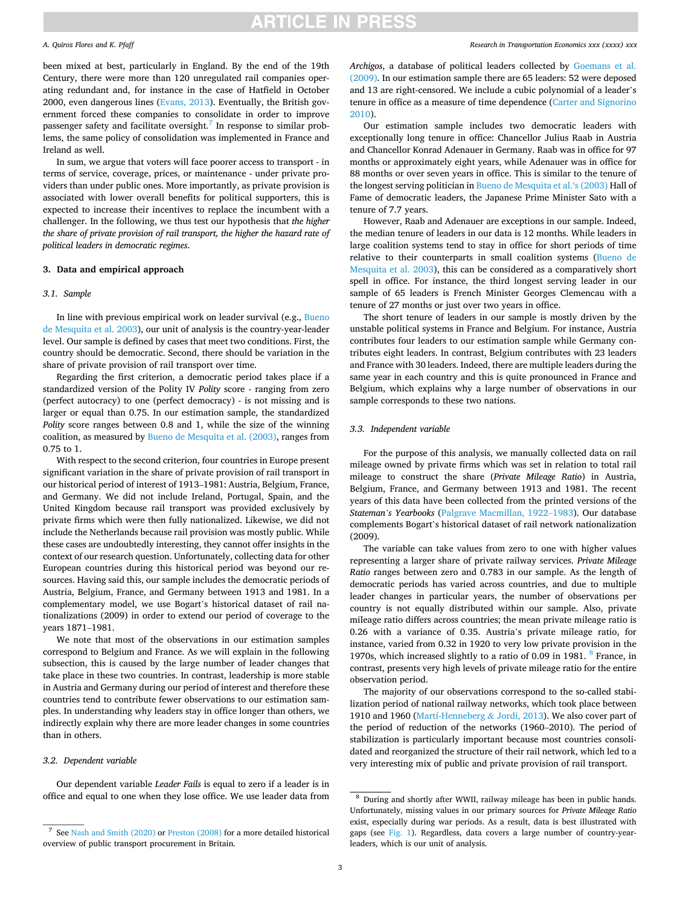been mixed at best, particularly in England. By the end of the 19th Century, there were more than 120 unregulated rail companies operating redundant and, for instance in the case of Hatfield in October 2000, even dangerous lines (Evans, 2013). Eventually, the British government forced these companies to consolidate in order to improve passenger safety and facilitate oversight.[7] In response to similar problems, the same policy of consolidation was implemented in France and Ireland as well.

In sum, we argue that voters will face poorer access to transport - in terms of service, coverage, prices, or maintenance - under private providers than under public ones. More importantly, as private provision is associated with lower overall benefits for political supporters, this is expected to increase their incentives to replace the incumbent with a challenger. In the following, we thus test our hypothesis that *the higher the share of private provision of rail transport, the higher the hazard rate of political leaders in democratic regimes*.

## 3. Data and empirical approach

### 3.1. Sample

In line with previous empirical work on leader survival (e.g., Bueno de Mesquita et al. 2003), our unit of analysis is the country-year-leader level. Our sample is defined by cases that meet two conditions. First, the country should be democratic. Second, there should be variation in the share of private provision of rail transport over time.

Regarding the first criterion, a democratic period takes place if a standardized version of the Polity IV *Polity* score - ranging from zero (perfect autocracy) to one (perfect democracy) - is not missing and is larger or equal than 0.75. In our estimation sample, the standardized *Polity* score ranges between 0.8 and 1, while the size of the winning coalition, as measured by Bueno de Mesquita et al. (2003), ranges from 0.75 to 1.

With respect to the second criterion, four countries in Europe present significant variation in the share of private provision of rail transport in our historical period of interest of 1913–1981: Austria, Belgium, France, and Germany. We did not include Ireland, Portugal, Spain, and the United Kingdom because rail transport was provided exclusively by private firms which were then fully nationalized. Likewise, we did not include the Netherlands because rail provision was mostly public. While these cases are undoubtedly interesting, they cannot offer insights in the context of our research question. Unfortunately, collecting data for other European countries during this historical period was beyond our resources. Having said this, our sample includes the democratic periods of Austria, Belgium, France, and Germany between 1913 and 1981. In a complementary model, we use Bogart's historical dataset of rail nationalizations (2009) in order to extend our period of coverage to the years 1871–1981.

We note that most of the observations in our estimation samples correspond to Belgium and France. As we will explain in the following subsection, this is caused by the large number of leader changes that take place in these two countries. In contrast, leadership is more stable in Austria and Germany during our period of interest and therefore these countries tend to contribute fewer observations to our estimation samples. In understanding why leaders stay in office longer than others, we indirectly explain why there are more leader changes in some countries than in others.

### 3.2. Dependent variable

Our dependent variable *Leader Fails* is equal to zero if a leader is in office and equal to one when they lose office. We use leader data from *Archigos*, a database of political leaders collected by Goemans et al. (2009). In our estimation sample there are 65 leaders: 52 were deposed and 13 are right-censored. We include a cubic polynomial of a leader's tenure in office as a measure of time dependence (Carter and Signorino 2010).

Our estimation sample includes two democratic leaders with exceptionally long tenure in office: Chancellor Julius Raab in Austria and Chancellor Konrad Adenauer in Germany. Raab was in office for 97 months or approximately eight years, while Adenauer was in office for 88 months or over seven years in office. This is similar to the tenure of the longest serving politician in Bueno de Mesquita et al.'s (2003) Hall of Fame of democratic leaders, the Japanese Prime Minister Sato with a tenure of 7.7 years.

However, Raab and Adenauer are exceptions in our sample. Indeed, the median tenure of leaders in our data is 12 months. While leaders in large coalition systems tend to stay in office for short periods of time relative to their counterparts in small coalition systems (Bueno de Mesquita et al. 2003), this can be considered as a comparatively short spell in office. For instance, the third longest serving leader in our sample of 65 leaders is French Minister Georges Clemenceau with a tenure of 27 months or just over two years in office.

The short tenure of leaders in our sample is mostly driven by the unstable political systems in France and Belgium. For instance, Austria contributes four leaders to our estimation sample while Germany contributes eight leaders. In contrast, Belgium contributes with 23 leaders and France with 30 leaders. Indeed, there are multiple leaders during the same year in each country and this is quite pronounced in France and Belgium, which explains why a large number of observations in our sample corresponds to these two nations.

### 3.3. Independent variable

For the purpose of this analysis, we manually collected data on rail mileage owned by private firms which was set in relation to total rail mileage to construct the share (*Private Mileage Ratio*) in Austria, Belgium, France, and Germany between 1913 and 1981. The recent years of this data have been collected from the printed versions of the *Stateman's Yearbooks* (Palgrave Macmillan, 1922–1983). Our database complements Bogart's historical dataset of rail network nationalization (2009).

The variable can take values from zero to one with higher values representing a larger share of private railway services. *Private Mileage Ratio* ranges between zero and 0.783 in our sample. As the length of democratic periods has varied across countries, and due to multiple leader changes in particular years, the number of observations per country is not equally distributed within our sample. Also, private mileage ratio differs across countries; the mean private mileage ratio is 0.26 with a variance of 0.35. Austria's private mileage ratio, for instance, varied from 0.32 in 1920 to very low private provision in the 1970s, which increased slightly to a ratio of 0.09 in 1981.[8] France, in contrast, presents very high levels of private mileage ratio for the entire observation period.

The majority of our observations correspond to the so-called stabilization period of national railway networks, which took place between 1910 and 1960 (Martí-Henneberg & Jordi, 2013). We also cover part of the period of reduction of the networks (1960–2010). The period of stabilization is particularly important because most countries consolidated and reorganized the structure of their rail network, which led to a very interesting mix of public and private provision of rail transport.

---

[7] See Nash and Smith (2020) or Preston (2008) for a more detailed historical overview of public transport procurement in Britain.

[8] During and shortly after WWII, railway mileage has been in public hands. Unfortunately, missing values in our primary sources for *Private Mileage Ratio* exist, especially during war periods. As a result, data is best illustrated with gaps (see Fig. 1). Regardless, data covers a large number of country-year-leaders, which is our unit of analysis.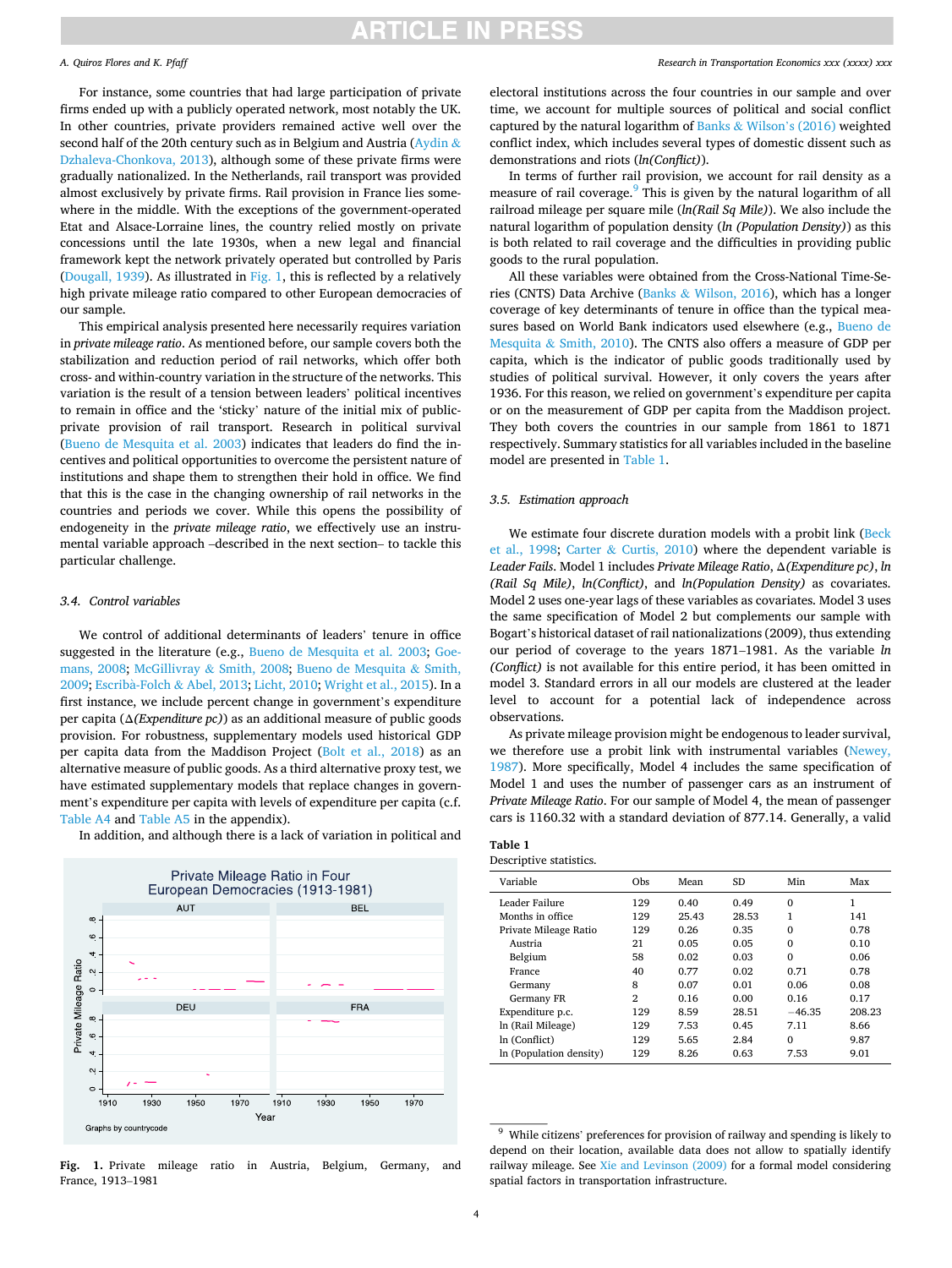For instance, some countries that had large participation of private firms ended up with a publicly operated network, most notably the UK. In other countries, private providers remained active well over the second half of the 20th century such as in Belgium and Austria (Aydin & Dzhaleva-Chonkova, 2013), although some of these private firms were gradually nationalized. In the Netherlands, rail transport was provided almost exclusively by private firms. Rail provision in France lies somewhere in the middle. With the exceptions of the government-operated Etat and Alsace-Lorraine lines, the country relied mostly on private concessions until the late 1930s, when a new legal and financial framework kept the network privately operated but controlled by Paris (Dougall, 1939). As illustrated in Fig. 1, this is reflected by a relatively high private mileage ratio compared to other European democracies of our sample.

This empirical analysis presented here necessarily requires variation in *private mileage ratio*. As mentioned before, our sample covers both the stabilization and reduction period of rail networks, which offer both cross- and within-country variation in the structure of the networks. This variation is the result of a tension between leaders' political incentives to remain in office and the 'sticky' nature of the initial mix of public-private provision of rail transport. Research in political survival (Bueno de Mesquita et al. 2003) indicates that leaders do find the incentives and political opportunities to overcome the persistent nature of institutions and shape them to strengthen their hold in office. We find that this is the case in the changing ownership of rail networks in the countries and periods we cover. While this opens the possibility of endogeneity in the *private mileage ratio*, we effectively use an instrumental variable approach –described in the next section– to tackle this particular challenge.

### 3.4. Control variables

We control of additional determinants of leaders' tenure in office suggested in the literature (e.g., Bueno de Mesquita et al. 2003; Goemans, 2008; McGillivray & Smith, 2008; Bueno de Mesquita & Smith, 2009; Escribà-Folch & Abel, 2013; Licht, 2010; Wright et al., 2015). In a first instance, we include percent change in government's expenditure per capita (*Δ(Expenditure pc)*) as an additional measure of public goods provision. For robustness, supplementary models used historical GDP per capita data from the Maddison Project (Bolt et al., 2018) as an alternative measure of public goods. As a third alternative proxy test, we have estimated supplementary models that replace changes in government's expenditure per capita with levels of expenditure per capita (c.f. Table A4 and Table A5 in the appendix).

In addition, and although there is a lack of variation in political and electoral institutions across the four countries in our sample and over time, we account for multiple sources of political and social conflict captured by the natural logarithm of Banks & Wilson's (2016) weighted conflict index, which includes several types of domestic dissent such as demonstrations and riots (*ln(Conflict)*).

In terms of further rail provision, we account for rail density as a measure of rail coverage.[9] This is given by the natural logarithm of all railroad mileage per square mile (*ln(Rail Sq Mile)*). We also include the natural logarithm of population density (*ln (Population Density)*) as this is both related to rail coverage and the difficulties in providing public goods to the rural population.

All these variables were obtained from the Cross-National Time-Series (CNTS) Data Archive (Banks & Wilson, 2016), which has a longer coverage of key determinants of tenure in office than the typical measures based on World Bank indicators used elsewhere (e.g., Bueno de Mesquita & Smith, 2010). The CNTS also offers a measure of GDP per capita, which is the indicator of public goods traditionally used by studies of political survival. However, it only covers the years after 1936. For this reason, we relied on government's expenditure per capita or on the measurement of GDP per capita from the Maddison project. They both covers the countries in our sample from 1861 to 1871 respectively. Summary statistics for all variables included in the baseline model are presented in Table 1.

Fig. 1. Private mileage ratio in Austria, Belgium, Germany, and France, 1913–1981

### 3.5. Estimation approach

We estimate four discrete duration models with a probit link (Beck et al., 1998; Carter & Curtis, 2010) where the dependent variable is *Leader Fails*. Model 1 includes *Private Mileage Ratio*, *Δ(Expenditure pc)*, *ln (Rail Sq Mile)*, *ln(Conflict)*, and *ln(Population Density)* as covariates. Model 2 uses one-year lags of these variables as covariates. Model 3 uses the same specification of Model 2 but complements our sample with Bogart's historical dataset of rail nationalizations (2009), thus extending our period of coverage to the years 1871–1981. As the variable *ln (Conflict)* is not available for this entire period, it has been omitted in model 3. Standard errors in all our models are clustered at the leader level to account for a potential lack of independence across observations.

As private mileage provision might be endogenous to leader survival, we therefore use a probit link with instrumental variables (Newey, 1987). More specifically, Model 4 includes the same specification of Model 1 and uses the number of passenger cars as an instrument of *Private Mileage Ratio*. For our sample of Model 4, the mean of passenger cars is 1160.32 with a standard deviation of 877.14. Generally, a valid

**Table 1**
Descriptive statistics.

| Variable | Obs | Mean | SD | Min | Max |
|---|---|---|---|---|---|
| Leader Failure | 129 | 0.40 | 0.49 | 0 | 1 |
| Months in office | 129 | 25.43 | 28.53 | 1 | 141 |
| Private Mileage Ratio | 129 | 0.26 | 0.35 | 0 | 0.78 |
| Austria | 21 | 0.05 | 0.05 | 0 | 0.10 |
| Belgium | 58 | 0.02 | 0.03 | 0 | 0.06 |
| France | 40 | 0.77 | 0.02 | 0.71 | 0.78 |
| Germany | 8 | 0.07 | 0.01 | 0.06 | 0.08 |
| Germany FR | 2 | 0.16 | 0.00 | 0.16 | 0.17 |
| Expenditure p.c. | 129 | 8.59 | 28.51 | −46.35 | 208.23 |
| ln (Rail Mileage) | 129 | 7.53 | 0.45 | 7.11 | 8.66 |
| ln (Conflict) | 129 | 5.65 | 2.84 | 0 | 9.87 |
| ln (Population density) | 129 | 8.26 | 0.63 | 7.53 | 9.01 |

[9] While citizens' preferences for provision of railway and spending is likely to depend on their location, available data does not allow to spatially identify railway mileage. See Xie and Levinson (2009) for a formal model considering spatial factors in transportation infrastructure.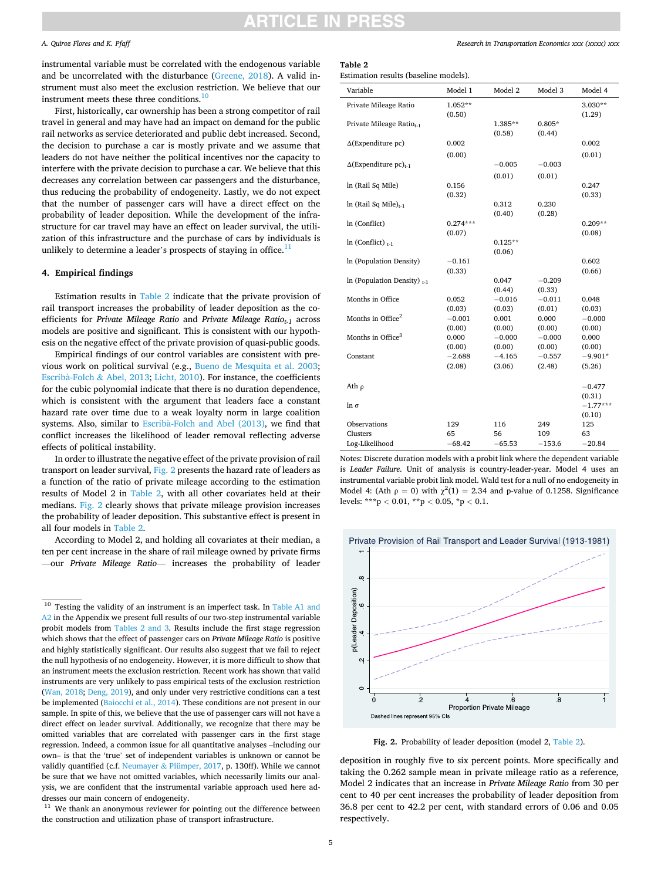instrumental variable must be correlated with the endogenous variable and be uncorrelated with the disturbance (Greene, 2018). A valid instrument must also meet the exclusion restriction. We believe that our instrument meets these three conditions.[10]

First, historically, car ownership has been a strong competitor of rail travel in general and may have had an impact on demand for the public rail networks as service deteriorated and public debt increased. Second, the decision to purchase a car is mostly private and we assume that leaders do not have neither the political incentives nor the capacity to interfere with the private decision to purchase a car. We believe that this decreases any correlation between car passengers and the disturbance, thus reducing the probability of endogeneity. Lastly, we do not expect that the number of passenger cars will have a direct effect on the probability of leader deposition. While the development of the infrastructure for car travel may have an effect on leader survival, the utilization of this infrastructure and the purchase of cars by individuals is unlikely to determine a leader's prospects of staying in office.[11]

## 4. Empirical findings

Estimation results in Table 2 indicate that the private provision of rail transport increases the probability of leader deposition as the coefficients for *Private Mileage Ratio* and *Private Mileage Ratio$_{t-1}$* across models are positive and significant. This is consistent with our hypothesis on the negative effect of the private provision of quasi-public goods.

Empirical findings of our control variables are consistent with previous work on political survival (e.g., Bueno de Mesquita et al. 2003; Escribà-Folch & Abel, 2013; Licht, 2010). For instance, the coefficients for the cubic polynomial indicate that there is no duration dependence, which is consistent with the argument that leaders face a constant hazard rate over time due to a weak loyalty norm in large coalition systems. Also, similar to Escribà-Folch and Abel (2013), we find that conflict increases the likelihood of leader removal reflecting adverse effects of political instability.

In order to illustrate the negative effect of the private provision of rail transport on leader survival, Fig. 2 presents the hazard rate of leaders as a function of the ratio of private mileage according to the estimation results of Model 2 in Table 2, with all other covariates held at their medians. Fig. 2 clearly shows that private mileage provision increases the probability of leader deposition. This substantive effect is present in all four models in Table 2.

According to Model 2, and holding all covariates at their median, a ten per cent increase in the share of rail mileage owned by private firms —our *Private Mileage Ratio*— increases the probability of leader deposition in roughly five to six percent points. More specifically and taking the 0.262 sample mean in private mileage ratio as a reference, Model 2 indicates that an increase in *Private Mileage Ratio* from 30 per cent to 40 per cent increases the probability of leader deposition from 36.8 per cent to 42.2 per cent, with standard errors of 0.06 and 0.05 respectively.

**Table 2**
Estimation results (baseline models).

| Variable | Model 1 | Model 2 | Model 3 | Model 4 |
|---|---|---|---|---|
| Private Mileage Ratio | 1.052** | | | 3.030** |
| | (0.50) | | | (1.29) |
| Private Mileage Ratio$_{t-1}$ | | 1.385** | 0.805* | |
| | | (0.58) | (0.44) | |
| Δ(Expenditure pc) | 0.002 | | | 0.002 |
| | (0.00) | | | (0.01) |
| Δ(Expenditure pc)$_{t-1}$ | | −0.005 | −0.003 | |
| | | (0.01) | (0.01) | |
| ln (Rail Sq Mile) | 0.156 | | | 0.247 |
| | (0.32) | | | (0.33) |
| ln (Rail Sq Mile)$_{t-1}$ | | 0.312 | 0.230 | |
| | | (0.40) | (0.28) | |
| ln (Conflict) | 0.274*** | | | 0.209** |
| | (0.07) | | | (0.08) |
| ln (Conflict) $_{t-1}$ | | 0.125** | | |
| | | (0.06) | | |
| ln (Population Density) | −0.161 | | | 0.602 |
| | (0.33) | | | (0.66) |
| ln (Population Density) $_{t-1}$ | | 0.047 | −0.209 | |
| | | (0.44) | (0.33) | |
| Months in Office | 0.052 | −0.016 | −0.011 | 0.048 |
| | (0.03) | (0.03) | (0.01) | (0.03) |
| Months in Office$^2$ | −0.001 | 0.001 | 0.000 | −0.000 |
| | (0.00) | (0.00) | (0.00) | (0.00) |
| Months in Office$^3$ | 0.000 | −0.000 | −0.000 | 0.000 |
| | (0.00) | (0.00) | (0.00) | (0.00) |
| Constant | −2.688 | −4.165 | −0.557 | −9.901* |
| | (2.08) | (3.06) | (2.48) | (5.26) |
| Ath ρ | | | | −0.477 |
| | | | | (0.31) |
| ln σ | | | | −1.77*** |
| | | | | (0.10) |
| Observations | 129 | 116 | 249 | 125 |
| Clusters | 65 | 56 | 109 | 63 |
| Log-Likelihood | −68.42 | −65.53 | −153.6 | −20.84 |

Notes: Discrete duration models with a probit link where the dependent variable is *Leader Failure*. Unit of analysis is country-leader-year. Model 4 uses an instrumental variable probit link model. Wald test for a null of no endogeneity in Model 4: (Ath $\rho = 0$) with $\chi^2(1) = 2.34$ and p-value of 0.1258. Significance levels: ***$p < 0.01$, **$p < 0.05$, *$p < 0.1$.

Private Provision of Rail Transport and Leader Survival (1913-1981)

Dashed lines represent 95% CIs

**Fig. 2.** Probability of leader deposition (model 2, Table 2).

---

[10] Testing the validity of an instrument is an imperfect task. In Table A1 and A2 in the Appendix we present full results of our two-step instrumental variable probit models from Tables 2 and 3. Results include the first stage regression which shows that the effect of passenger cars on *Private Mileage Ratio* is positive and highly statistically significant. Our results also suggest that we fail to reject the null hypothesis of no endogeneity. However, it is more difficult to show that an instrument meets the exclusion restriction. Recent work has shown that valid instruments are very unlikely to pass empirical tests of the exclusion restriction (Wan, 2018; Deng, 2019), and only under very restrictive conditions can a test be implemented (Baiocchi et al., 2014). These conditions are not present in our sample. In spite of this, we believe that the use of passenger cars will not have a direct effect on leader survival. Additionally, we recognize that there may be omitted variables that are correlated with passenger cars in the first stage regression. Indeed, a common issue for all quantitative analyses –including our own– is that the 'true' set of independent variables is unknown or cannot be validly quantified (c.f. Neumayer & Plümper, 2017, p. 130ff). While we cannot be sure that we have not omitted variables, which necessarily limits our analysis, we are confident that the instrumental variable approach used here addresses our main concern of endogeneity.

[11] We thank an anonymous reviewer for pointing out the difference between the construction and utilization phase of transport infrastructure.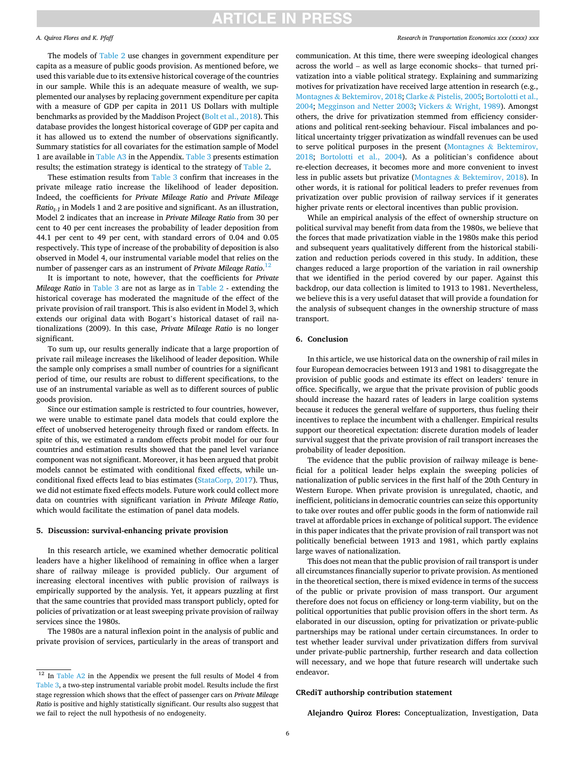The models of Table 2 use changes in government expenditure per capita as a measure of public goods provision. As mentioned before, we used this variable due to its extensive historical coverage of the countries in our sample. While this is an adequate measure of wealth, we supplemented our analyses by replacing government expenditure per capita with a measure of GDP per capita in 2011 US Dollars with multiple benchmarks as provided by the Maddison Project (Bolt et al., 2018). This database provides the longest historical coverage of GDP per capita and it has allowed us to extend the number of observations significantly. Summary statistics for all covariates for the estimation sample of Model 1 are available in Table A3 in the Appendix. Table 3 presents estimation results; the estimation strategy is identical to the strategy of Table 2.

These estimation results from Table 3 confirm that increases in the private mileage ratio increase the likelihood of leader deposition. Indeed, the coefficients for *Private Mileage Ratio* and *Private Mileage Ratio*$_{t-1}$ in Models 1 and 2 are positive and significant. As an illustration, Model 2 indicates that an increase in *Private Mileage Ratio* from 30 per cent to 40 per cent increases the probability of leader deposition from 44.1 per cent to 49 per cent, with standard errors of 0.04 and 0.05 respectively. This type of increase of the probability of deposition is also observed in Model 4, our instrumental variable model that relies on the number of passenger cars as an instrument of *Private Mileage Ratio*.[12]

It is important to note, however, that the coefficients for *Private Mileage Ratio* in Table 3 are not as large as in Table 2 - extending the historical coverage has moderated the magnitude of the effect of the private provision of rail transport. This is also evident in Model 3, which extends our original data with Bogart's historical dataset of rail nationalizations (2009). In this case, *Private Mileage Ratio* is no longer significant.

To sum up, our results generally indicate that a large proportion of private rail mileage increases the likelihood of leader deposition. While the sample only comprises a small number of countries for a significant period of time, our results are robust to different specifications, to the use of an instrumental variable as well as to different sources of public goods provision.

Since our estimation sample is restricted to four countries, however, we were unable to estimate panel data models that could explore the effect of unobserved heterogeneity through fixed or random effects. In spite of this, we estimated a random effects probit model for our four countries and estimation results showed that the panel level variance component was not significant. Moreover, it has been argued that probit models cannot be estimated with conditional fixed effects, while unconditional fixed effects lead to bias estimates (StataCorp, 2017). Thus, we did not estimate fixed effects models. Future work could collect more data on countries with significant variation in *Private Mileage Ratio*, which would facilitate the estimation of panel data models.

## 5. Discussion: survival-enhancing private provision

In this research article, we examined whether democratic political leaders have a higher likelihood of remaining in office when a larger share of railway mileage is provided publicly. Our argument of increasing electoral incentives with public provision of railways is empirically supported by the analysis. Yet, it appears puzzling at first that the same countries that provided mass transport publicly, opted for policies of privatization or at least sweeping private provision of railway services since the 1980s.

The 1980s are a natural inflexion point in the analysis of public and private provision of services, particularly in the areas of transport and communication. At this time, there were sweeping ideological changes across the world – as well as large economic shocks– that turned privatization into a viable political strategy. Explaining and summarizing motives for privatization have received large attention in research (e.g., Montagnes & Bektemirov, 2018; Clarke & Pistelis, 2005; Bortolotti et al., 2004; Megginson and Netter 2003; Vickers & Wright, 1989). Amongst others, the drive for privatization stemmed from efficiency considerations and political rent-seeking behaviour. Fiscal imbalances and political uncertainty trigger privatization as windfall revenues can be used to serve political purposes in the present (Montagnes & Bektemirov, 2018; Bortolotti et al., 2004). As a politician's confidence about re-election decreases, it becomes more and more convenient to invest less in public assets but privatize (Montagnes & Bektemirov, 2018). In other words, it is rational for political leaders to prefer revenues from privatization over public provision of railway services if it generates higher private rents or electoral incentives than public provision.

While an empirical analysis of the effect of ownership structure on political survival may benefit from data from the 1980s, we believe that the forces that made privatization viable in the 1980s make this period and subsequent years qualitatively different from the historical stabilization and reduction periods covered in this study. In addition, these changes reduced a large proportion of the variation in rail ownership that we identified in the period covered by our paper. Against this backdrop, our data collection is limited to 1913 to 1981. Nevertheless, we believe this is a very useful dataset that will provide a foundation for the analysis of subsequent changes in the ownership structure of mass transport.

## 6. Conclusion

In this article, we use historical data on the ownership of rail miles in four European democracies between 1913 and 1981 to disaggregate the provision of public goods and estimate its effect on leaders' tenure in office. Specifically, we argue that the private provision of public goods should increase the hazard rates of leaders in large coalition systems because it reduces the general welfare of supporters, thus fueling their incentives to replace the incumbent with a challenger. Empirical results support our theoretical expectation: discrete duration models of leader survival suggest that the private provision of rail transport increases the probability of leader deposition.

The evidence that the public provision of railway mileage is beneficial for a political leader helps explain the sweeping policies of nationalization of public services in the first half of the 20th Century in Western Europe. When private provision is unregulated, chaotic, and inefficient, politicians in democratic countries can seize this opportunity to take over routes and offer public goods in the form of nationwide rail travel at affordable prices in exchange of political support. The evidence in this paper indicates that the private provision of rail transport was not politically beneficial between 1913 and 1981, which partly explains large waves of nationalization.

This does not mean that the public provision of rail transport is under all circumstances financially superior to private provision. As mentioned in the theoretical section, there is mixed evidence in terms of the success of the public or private provision of mass transport. Our argument therefore does not focus on efficiency or long-term viability, but on the political opportunities that public provision offers in the short term. As elaborated in our discussion, opting for privatization or private-public partnerships may be rational under certain circumstances. In order to test whether leader survival under privatization differs from survival under private-public partnership, further research and data collection will necessary, and we hope that future research will undertake such endeavor.

### CRediT authorship contribution statement

**Alejandro Quiroz Flores:** Conceptualization, Investigation, Data

---

[12] In Table A2 in the Appendix we present the full results of Model 4 from Table 3, a two-step instrumental variable probit model. Results include the first stage regression which shows that the effect of passenger cars on *Private Mileage Ratio* is positive and highly statistically significant. Our results also suggest that we fail to reject the null hypothesis of no endogeneity.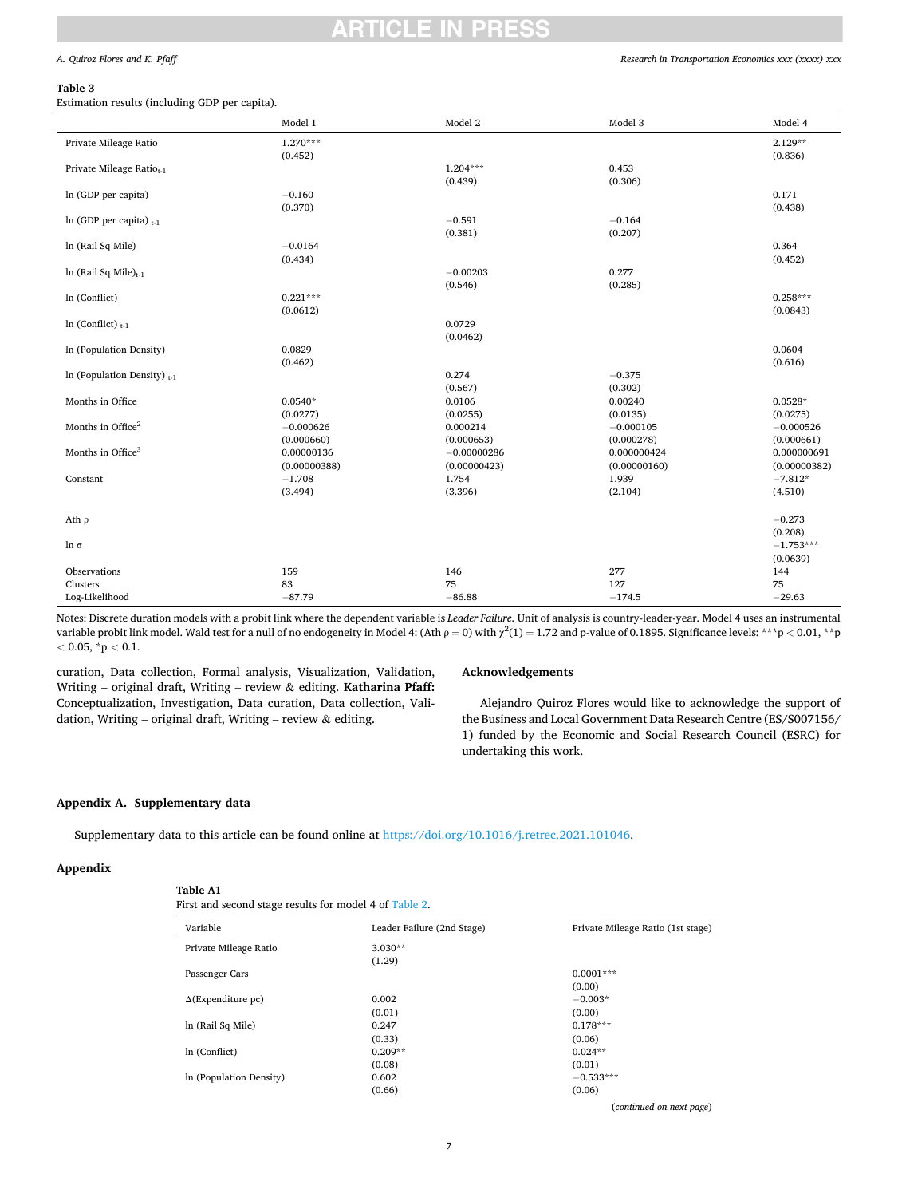**Table 3**
Estimation results (including GDP per capita).

| | Model 1 | Model 2 | Model 3 | Model 4 |
|---|---|---|---|---|
| Private Mileage Ratio | 1.270*** | | | 2.129** |
| | (0.452) | | | (0.836) |
| Private Mileage Ratio$_{t-1}$ | | 1.204*** | 0.453 | |
| | | (0.439) | (0.306) | |
| ln (GDP per capita) | −0.160 | | | 0.171 |
| | (0.370) | | | (0.438) |
| ln (GDP per capita) $_{t-1}$ | | −0.591 | −0.164 | |
| | | (0.381) | (0.207) | |
| ln (Rail Sq Mile) | −0.0164 | | | 0.364 |
| | (0.434) | | | (0.452) |
| ln (Rail Sq Mile)$_{t-1}$ | | −0.00203 | 0.277 | |
| | | (0.546) | (0.285) | |
| ln (Conflict) | 0.221*** | | | 0.258*** |
| | (0.0612) | | | (0.0843) |
| ln (Conflict) $_{t-1}$ | | 0.0729 | | |
| | | (0.0462) | | |
| ln (Population Density) | 0.0829 | | | 0.0604 |
| | (0.462) | | | (0.616) |
| ln (Population Density) $_{t-1}$ | | 0.274 | −0.375 | |
| | | (0.567) | (0.302) | |
| Months in Office | 0.0540* | 0.0106 | 0.00240 | 0.0528* |
| | (0.0277) | (0.0255) | (0.0135) | (0.0275) |
| Months in Office$^2$ | −0.000626 | 0.000214 | −0.000105 | −0.000526 |
| | (0.000660) | (0.000653) | (0.000278) | (0.000661) |
| Months in Office$^3$ | 0.00000136 | −0.00000286 | 0.000000424 | 0.000000691 |
| | (0.00000388) | (0.00000423) | (0.00000160) | (0.00000382) |
| Constant | −1.708 | 1.754 | 1.939 | −7.812* |
| | (3.494) | (3.396) | (2.104) | (4.510) |
| Ath ρ | | | | −0.273 |
| | | | | (0.208) |
| ln σ | | | | −1.753*** |
| | | | | (0.0639) |
| Observations | 159 | 146 | 277 | 144 |
| Clusters | 83 | 75 | 127 | 75 |
| Log-Likelihood | −87.79 | −86.88 | −174.5 | −29.63 |

Notes: Discrete duration models with a probit link where the dependent variable is *Leader Failure*. Unit of analysis is country-leader-year. Model 4 uses an instrumental variable probit link model. Wald test for a null of no endogeneity in Model 4: (Ath $\rho = 0$) with $\chi^2(1) = 1.72$ and p-value of 0.1895. Significance levels: ***$p < 0.01$, **$p < 0.05$, *$p < 0.1$.

curation, Data collection, Formal analysis, Visualization, Validation, Writing – original draft, Writing – review & editing. **Katharina Pfaff:** Conceptualization, Investigation, Data curation, Data collection, Validation, Writing – original draft, Writing – review & editing.

## Acknowledgements

Alejandro Quiroz Flores would like to acknowledge the support of the Business and Local Government Data Research Centre (ES/S007156/1) funded by the Economic and Social Research Council (ESRC) for undertaking this work.

## Appendix A. Supplementary data

Supplementary data to this article can be found online at https://doi.org/10.1016/j.retrec.2021.101046.

## Appendix

**Table A1**
First and second stage results for model 4 of Table 2.

| Variable | Leader Failure (2nd Stage) | Private Mileage Ratio (1st stage) |
|---|---|---|
| Private Mileage Ratio | 3.030** | |
| | (1.29) | |
| Passenger Cars | | 0.0001*** |
| | | (0.00) |
| Δ(Expenditure pc) | 0.002 | −0.003* |
| | (0.01) | (0.00) |
| ln (Rail Sq Mile) | 0.247 | 0.178*** |
| | (0.33) | (0.06) |
| ln (Conflict) | 0.209** | 0.024** |
| | (0.08) | (0.01) |
| ln (Population Density) | 0.602 | −0.533*** |
| | (0.66) | (0.06) |

(*continued on next page*)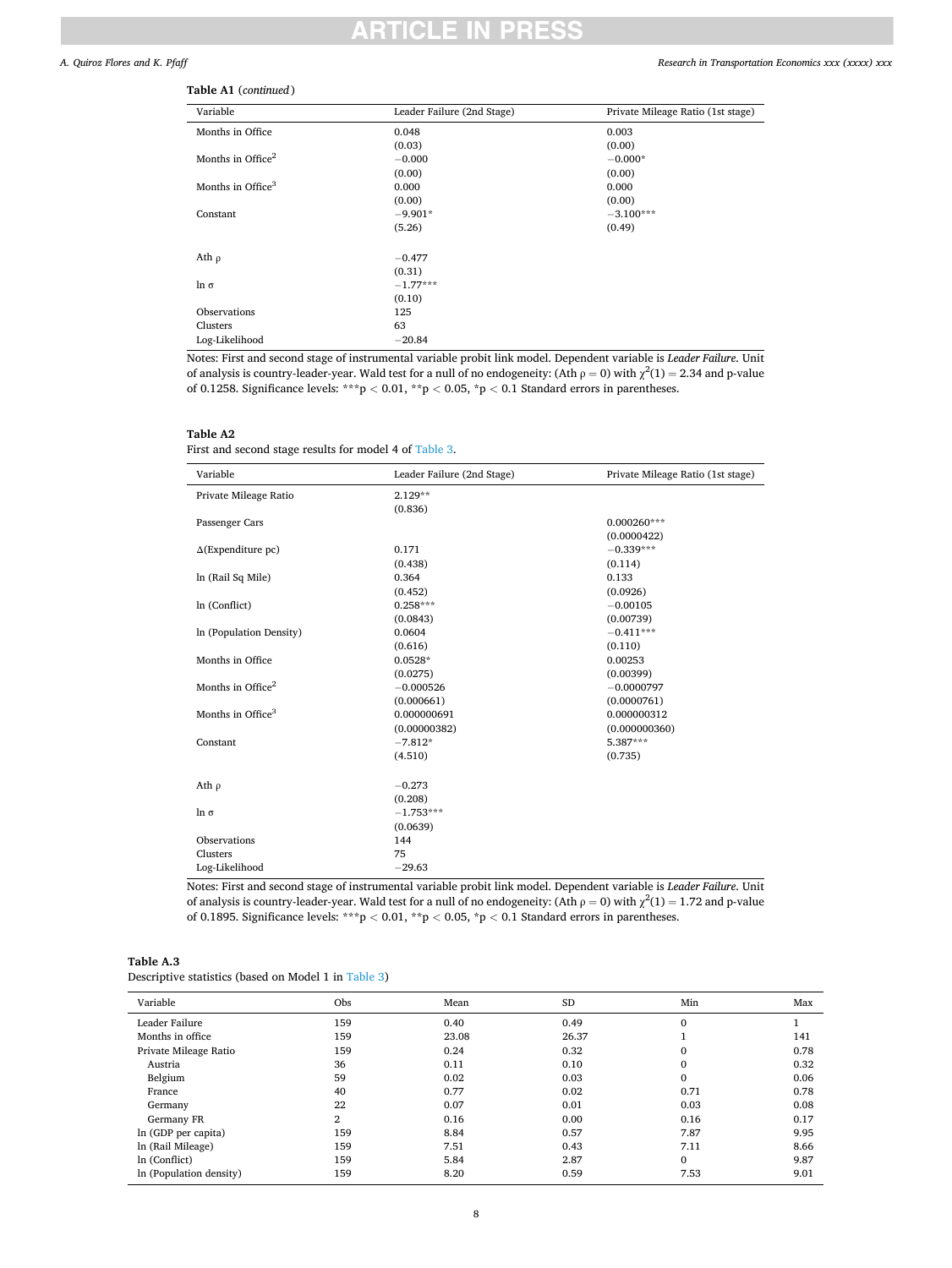**Table A1** (*continued*)

| Variable | Leader Failure (2nd Stage) | Private Mileage Ratio (1st stage) |
|---|---|---|
| Months in Office | 0.048 | 0.003 |
| | (0.03) | (0.00) |
| Months in Office$^2$ | −0.000 | −0.000* |
| | (0.00) | (0.00) |
| Months in Office$^3$ | 0.000 | 0.000 |
| | (0.00) | (0.00) |
| Constant | −9.901* | −3.100*** |
| | (5.26) | (0.49) |
| | | |
| Ath ρ | −0.477 | |
| | (0.31) | |
| ln σ | −1.77*** | |
| | (0.10) | |
| Observations | 125 | |
| Clusters | 63 | |
| Log-Likelihood | −20.84 | |

Notes: First and second stage of instrumental variable probit link model. Dependent variable is *Leader Failure*. Unit of analysis is country-leader-year. Wald test for a null of no endogeneity: (Ath $\rho = 0$) with $\chi^2(1) = 2.34$ and p-value of 0.1258. Significance levels: ***$p < 0.01$, **$p < 0.05$, *$p < 0.1$ Standard errors in parentheses.

**Table A2**
First and second stage results for model 4 of Table 3.

| Variable | Leader Failure (2nd Stage) | Private Mileage Ratio (1st stage) |
|---|---|---|
| Private Mileage Ratio | 2.129** | |
| | (0.836) | |
| Passenger Cars | | 0.000260*** |
| | | (0.0000422) |
| Δ(Expenditure pc) | 0.171 | −0.339*** |
| | (0.438) | (0.114) |
| ln (Rail Sq Mile) | 0.364 | 0.133 |
| | (0.452) | (0.0926) |
| ln (Conflict) | 0.258*** | −0.00105 |
| | (0.0843) | (0.00739) |
| ln (Population Density) | 0.0604 | −0.411*** |
| | (0.616) | (0.110) |
| Months in Office | 0.0528* | 0.00253 |
| | (0.0275) | (0.00399) |
| Months in Office$^2$ | −0.000526 | −0.0000797 |
| | (0.000661) | (0.0000761) |
| Months in Office$^3$ | 0.000000691 | 0.000000312 |
| | (0.00000382) | (0.000000360) |
| Constant | −7.812* | 5.387*** |
| | (4.510) | (0.735) |
| | | |
| Ath ρ | −0.273 | |
| | (0.208) | |
| ln σ | −1.753*** | |
| | (0.0639) | |
| Observations | 144 | |
| Clusters | 75 | |
| Log-Likelihood | −29.63 | |

Notes: First and second stage of instrumental variable probit link model. Dependent variable is *Leader Failure*. Unit of analysis is country-leader-year. Wald test for a null of no endogeneity: (Ath $\rho = 0$) with $\chi^2(1) = 1.72$ and p-value of 0.1895. Significance levels: ***$p < 0.01$, **$p < 0.05$, *$p < 0.1$ Standard errors in parentheses.

**Table A.3**
Descriptive statistics (based on Model 1 in Table 3)

| Variable | Obs | Mean | SD | Min | Max |
|---|---|---|---|---|---|
| Leader Failure | 159 | 0.40 | 0.49 | 0 | 1 |
| Months in office | 159 | 23.08 | 26.37 | 1 | 141 |
| Private Mileage Ratio | 159 | 0.24 | 0.32 | 0 | 0.78 |
| Austria | 36 | 0.11 | 0.10 | 0 | 0.32 |
| Belgium | 59 | 0.02 | 0.03 | 0 | 0.06 |
| France | 40 | 0.77 | 0.02 | 0.71 | 0.78 |
| Germany | 22 | 0.07 | 0.01 | 0.03 | 0.08 |
| Germany FR | 2 | 0.16 | 0.00 | 0.16 | 0.17 |
| ln (GDP per capita) | 159 | 8.84 | 0.57 | 7.87 | 9.95 |
| ln (Rail Mileage) | 159 | 7.51 | 0.43 | 7.11 | 8.66 |
| ln (Conflict) | 159 | 5.84 | 2.87 | 0 | 9.87 |
| ln (Population density) | 159 | 8.20 | 0.59 | 7.53 | 9.01 |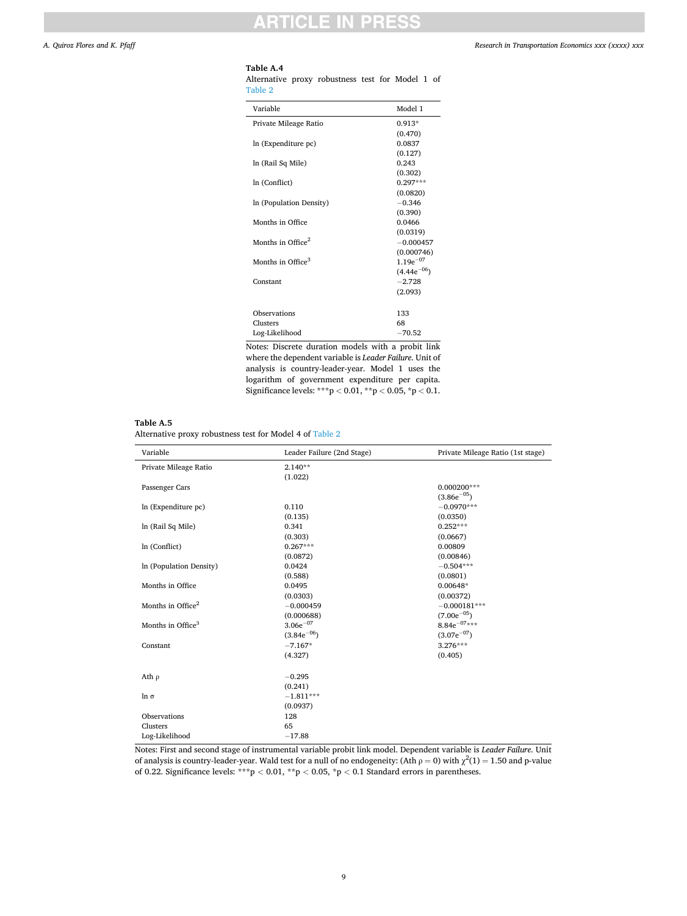**Table A.4**
Alternative proxy robustness test for Model 1 of Table 2

| Variable | Model 1 |
|---|---|
| Private Mileage Ratio | 0.913* |
| | (0.470) |
| ln (Expenditure pc) | 0.0837 |
| | (0.127) |
| ln (Rail Sq Mile) | 0.243 |
| | (0.302) |
| ln (Conflict) | 0.297*** |
| | (0.0820) |
| ln (Population Density) | −0.346 |
| | (0.390) |
| Months in Office | 0.0466 |
| | (0.0319) |
| Months in Office$^2$ | −0.000457 |
| | (0.000746) |
| Months in Office$^3$ | 1.19e$^{-07}$ |
| | (4.44e$^{-06}$) |
| Constant | −2.728 |
| | (2.093) |
| Observations | 133 |
| Clusters | 68 |
| Log-Likelihood | −70.52 |

Notes: Discrete duration models with a probit link where the dependent variable is *Leader Failure*. Unit of analysis is country-leader-year. Model 1 uses the logarithm of government expenditure per capita. Significance levels: ***p < 0.01, **p < 0.05, *p < 0.1.

**Table A.5**
Alternative proxy robustness test for Model 4 of Table 2

| Variable | Leader Failure (2nd Stage) | Private Mileage Ratio (1st stage) |
|---|---|---|
| Private Mileage Ratio | 2.140** | |
| | (1.022) | |
| Passenger Cars | | 0.000200*** |
| | | (3.86e$^{-05}$) |
| ln (Expenditure pc) | 0.110 | −0.0970*** |
| | (0.135) | (0.0350) |
| ln (Rail Sq Mile) | 0.341 | 0.252*** |
| | (0.303) | (0.0667) |
| ln (Conflict) | 0.267*** | 0.00809 |
| | (0.0872) | (0.00846) |
| ln (Population Density) | 0.0424 | −0.504*** |
| | (0.588) | (0.0801) |
| Months in Office | 0.0495 | 0.00648* |
| | (0.0303) | (0.00372) |
| Months in Office$^2$ | −0.000459 | −0.000181*** |
| | (0.000688) | (7.00e$^{-05}$) |
| Months in Office$^3$ | 3.06e$^{-07}$ | 8.84e$^{-07}$*** |
| | (3.84e$^{-06}$) | (3.07e$^{-07}$) |
| Constant | −7.167* | 3.276*** |
| | (4.327) | (0.405) |
| Ath ρ | −0.295 | |
| | (0.241) | |
| ln σ | −1.811*** | |
| | (0.0937) | |
| Observations | 128 | |
| Clusters | 65 | |
| Log-Likelihood | −17.88 | |

Notes: First and second stage of instrumental variable probit link model. Dependent variable is *Leader Failure*. Unit of analysis is country-leader-year. Wald test for a null of no endogeneity: (Ath $\rho = 0$) with $\chi^2(1) = 1.50$ and p-value of 0.22. Significance levels: ***p < 0.01, **p < 0.05, *p < 0.1 Standard errors in parentheses.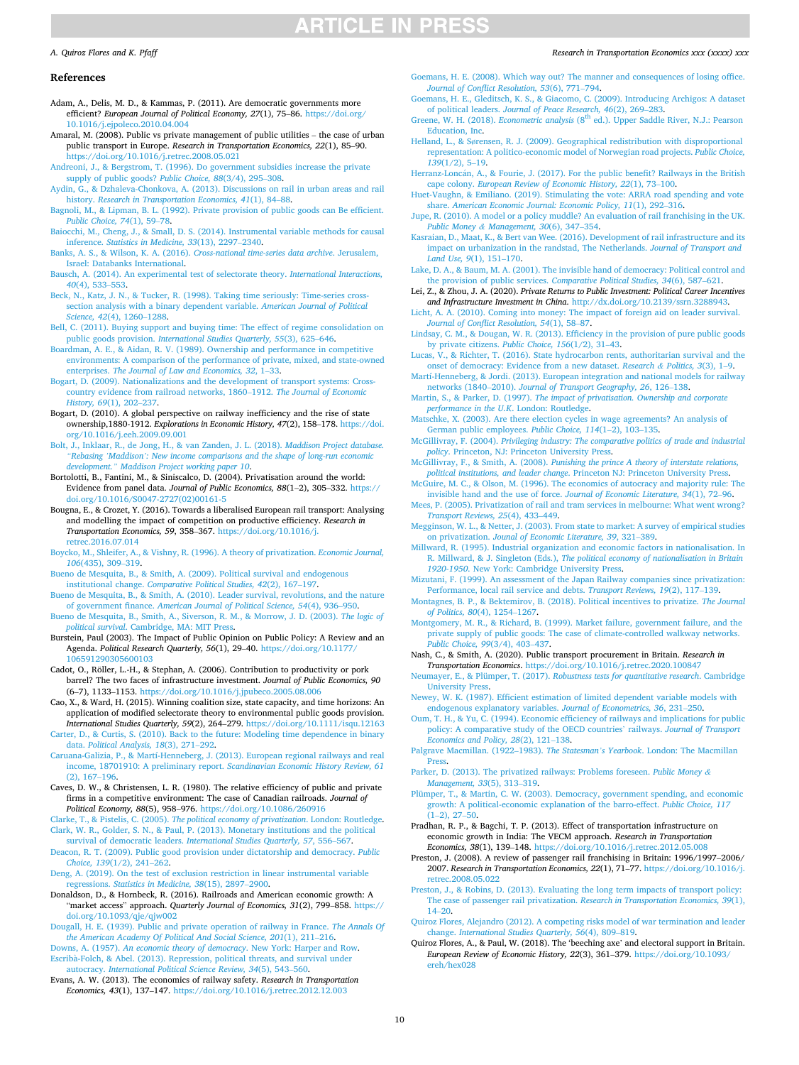## References

Adam, A., Delis, M. D., & Kammas, P. (2011). Are democratic governments more efficient? *European Journal of Political Economy, 27*(1), 75–86. https://doi.org/10.1016/j.ejpoleco.2010.04.004

Amaral, M. (2008). Public vs private management of public utilities – the case of urban public transport in Europe. *Research in Transportation Economics, 22*(1), 85–90. https://doi.org/10.1016/j.retrec.2008.05.021

Andreoni, J., & Bergstrom, T. (1996). Do government subsidies increase the private supply of public goods? *Public Choice, 88*(3/4), 295–308.

Aydin, G., & Dzhaleva-Chonkova, A. (2013). Discussions on rail in urban areas and rail history. *Research in Transportation Economics, 41*(1), 84–88.

Bagnoli, M., & Lipman, B. L. (1992). Private provision of public goods can Be efficient. *Public Choice, 74*(1), 59–78.

Baiocchi, M., Cheng, J., & Small, D. S. (2014). Instrumental variable methods for causal inference. *Statistics in Medicine, 33*(13), 2297–2340.

Banks, A. S., & Wilson, K. A. (2016). *Cross-national time-series data archive*. Jerusalem, Israel: Databanks International.

Bausch, A. (2014). An experimental test of selectorate theory. *International Interactions, 40*(4), 533–553.

Beck, N., Katz, J. N., & Tucker, R. (1998). Taking time seriously: Time-series cross-section analysis with a binary dependent variable. *American Journal of Political Science, 42*(4), 1260–1288.

Bell, C. (2011). Buying support and buying time: The effect of regime consolidation on public goods provision. *International Studies Quarterly, 55*(3), 625–646.

Boardman, A. E., & Aidan, R. V. (1989). Ownership and performance in competitive environments: A comparison of the performance of private, mixed, and state-owned enterprises. *The Journal of Law and Economics, 32*, 1–33.

Bogart, D. (2009). Nationalizations and the development of transport systems: Cross-country evidence from railroad networks, 1860–1912. *The Journal of Economic History, 69*(1), 202–237.

Bogart, D. (2010). A global perspective on railway inefficiency and the rise of state ownership,1880-1912. *Explorations in Economic History, 47*(2), 158–178. https://doi.org/10.1016/j.eeh.2009.09.001

Bolt, J., Inklaar, R., de Jong, H., & van Zanden, J. L. (2018). *Maddison Project database. "Rebasing 'Maddison': New income comparisons and the shape of long-run economic development." Maddison Project working paper 10*.

Bortolotti, B., Fantini, M., & Siniscalco, D. (2004). Privatisation around the world: Evidence from panel data. *Journal of Public Economics, 88*(1–2), 305–332. https://doi.org/10.1016/S0047-2727(02)00161-5

Bougna, E., & Crozet, Y. (2016). Towards a liberalised European rail transport: Analysing and modelling the impact of competition on productive efficiency. *Research in Transportation Economics, 59*, 358–367. https://doi.org/10.1016/j.retrec.2016.07.014

Boycko, M., Shleifer, A., & Vishny, R. (1996). A theory of privatization. *Economic Journal, 106*(435), 309–319.

Bueno de Mesquita, B., & Smith, A. (2009). Political survival and endogenous institutional change. *Comparative Political Studies, 42*(2), 167–197.

Bueno de Mesquita, B., & Smith, A. (2010). Leader survival, revolutions, and the nature of government finance. *American Journal of Political Science, 54*(4), 936–950.

Bueno de Mesquita, B., Smith, A., Siverson, R. M., & Morrow, J. D. (2003). *The logic of political survival*. Cambridge, MA: MIT Press.

Burstein, Paul (2003). The Impact of Public Opinion on Public Policy: A Review and an Agenda. *Political Research Quarterly, 56*(1), 29–40. https://doi.org/10.1177/106591290305600103

Cadot, O., Röller, L.-H., & Stephan, A. (2006). Contribution to productivity or pork barrel? The two faces of infrastructure investment. *Journal of Public Economics, 90* (6–7), 1133–1153. https://doi.org/10.1016/j.jpubeco.2005.08.006

Cao, X., & Ward, H. (2015). Winning coalition size, state capacity, and time horizons: An application of modified selectorate theory to environmental public goods provision. *International Studies Quarterly, 59*(2), 264–279. https://doi.org/10.1111/isqu.12163

Carter, D., & Curtis, S. (2010). Back to the future: Modeling time dependence in binary data. *Political Analysis, 18*(3), 271–292.

Caruana-Galizia, P., & Martí-Henneberg, J. (2013). European regional railways and real income, 18701910: A preliminary report. *Scandinavian Economic History Review, 61* (2), 167–196.

Caves, D. W., & Christensen, L. R. (1980). The relative efficiency of public and private firms in a competitive environment: The case of Canadian railroads. *Journal of Political Economy, 88*(5), 958–976. https://doi.org/10.1086/260916

Clarke, T., & Pistelis, C. (2005). *The political economy of privatization*. London: Routledge.

Clark, W. R., Golder, S. N., & Paul, P. (2013). Monetary institutions and the political survival of democratic leaders. *International Studies Quarterly, 57*, 556–567.

Deacon, R. T. (2009). Public good provision under dictatorship and democracy. *Public Choice, 139*(1/2), 241–262.

Deng, A. (2019). On the test of exclusion restriction in linear instrumental variable regressions. *Statistics in Medicine, 38*(15), 2897–2900.

Donaldson, D., & Hornbeck, R. (2016). Railroads and American economic growth: A "market access" approach. *Quarterly Journal of Economics, 31*(2), 799–858. https://doi.org/10.1093/qje/qjw002

Dougall, H. E. (1939). Public and private operation of railway in France. *The Annals Of the American Academy Of Political And Social Science, 201*(1), 211–216.

Downs, A. (1957). *An economic theory of democracy*. New York: Harper and Row.

Escribà-Folch, & Abel. (2013). Repression, political threats, and survival under autocracy. *International Political Science Review, 34*(5), 543–560.

Evans, A. W. (2013). The economics of railway safety. *Research in Transportation Economics, 43*(1), 137–147. https://doi.org/10.1016/j.retrec.2012.12.003

Goemans, H. E. (2008). Which way out? The manner and consequences of losing office. *Journal of Conflict Resolution, 53*(6), 771–794.

Goemans, H. E., Gleditsch, K. S., & Giacomo, C. (2009). Introducing Archigos: A dataset of political leaders. *Journal of Peace Research, 46*(2), 269–283.

Greene, W. H. (2018). *Econometric analysis* (8th ed.). Upper Saddle River, N.J.: Pearson Education, Inc.

Helland, L., & Sørensen, R. J. (2009). Geographical redistribution with disproportional representation: A politico-economic model of Norwegian road projects. *Public Choice, 139*(1/2), 5–19.

Herranz-Loncán, A., & Fourie, J. (2017). For the public benefit? Railways in the British cape colony. *European Review of Economic History, 22*(1), 73–100.

Huet-Vaughn, & Emiliano. (2019). Stimulating the vote: ARRA road spending and vote share. *American Economic Journal: Economic Policy, 11*(1), 292–316.

Jupe, R. (2010). A model or a policy muddle? An evaluation of rail franchising in the UK. *Public Money & Management, 30*(6), 347–354.

Kasraian, D., Maat, K., & Bert van Wee. (2016). Development of rail infrastructure and its impact on urbanization in the randstad, The Netherlands. *Journal of Transport and Land Use, 9*(1), 151–170.

Lake, D. A., & Baum, M. A. (2001). The invisible hand of democracy: Political control and the provision of public services. *Comparative Political Studies, 34*(6), 587–621.

Lei, Z., & Zhou, J. A. (2020). *Private Returns to Public Investment: Political Career Incentives and Infrastructure Investment in China*. http://dx.doi.org/10.2139/ssrn.3288943.

Licht, A. A. (2010). Coming into money: The impact of foreign aid on leader survival. *Journal of Conflict Resolution, 54*(1), 58–87.

Lindsay, C. M., & Dougan, W. R. (2013). Efficiency in the provision of pure public goods by private citizens. *Public Choice, 156*(1/2), 31–43.

Lucas, V., & Richter, T. (2016). State hydrocarbon rents, authoritarian survival and the onset of democracy: Evidence from a new dataset. *Research & Politics, 3*(3), 1–9.

Martí-Henneberg, & Jordi. (2013). European integration and national models for railway networks (1840–2010). *Journal of Transport Geography, 26*, 126–138.

Martin, S., & Parker, D. (1997). *The impact of privatisation. Ownership and corporate performance in the U.K.* London: Routledge.

Matschke, X. (2003). Are there election cycles in wage agreements? An analysis of German public employees. *Public Choice, 114*(1–2), 103–135.

McGillivray, F. (2004). *Privileging industry: The comparative politics of trade and industrial policy*. Princeton, NJ: Princeton University Press.

McGillivray, F., & Smith, A. (2008). *Punishing the prince A theory of interstate relations, political institutions, and leader change*. Princeton NJ: Princeton University Press.

McGuire, M. C., & Olson, M. (1996). The economics of autocracy and majority rule: The invisible hand and the use of force. *Journal of Economic Literature, 34*(1), 72–96.

Mees, P. (2005). Privatization of rail and tram services in melbourne: What went wrong? *Transport Reviews, 25*(4), 433–449.

Megginson, W. L., & Netter, J. (2003). From state to market: A survey of empirical studies on privatization. *Journal of Economic Literature, 39*, 321–389.

Millward, R. (1995). Industrial organization and economic factors in nationalisation. In R. Millward, & J. Singleton (Eds.), *The political economy of nationalisation in Britain 1920-1950*. New York: Cambridge University Press.

Mizutani, F. (1999). An assessment of the Japan Railway companies since privatization: Performance, local rail service and debts. *Transport Reviews, 19*(2), 117–139.

Montagnes, B. P., & Bektemirov, B. (2018). Political incentives to privatize. *The Journal of Politics, 80*(4), 1254–1267.

Montgomery, M. R., & Richard, B. (1999). Market failure, government failure, and the private supply of public goods: The case of climate-controlled walkway networks. *Public Choice, 99*(3/4), 403–437.

Nash, C., & Smith, A. (2020). Public transport procurement in Britain. *Research in Transportation Economics*. https://doi.org/10.1016/j.retrec.2020.100847

Neumayer, E., & Plümper, T. (2017). *Robustness tests for quantitative research*. Cambridge University Press.

Newey, W. K. (1987). Efficient estimation of limited dependent variable models with endogenous explanatory variables. *Journal of Econometrics, 36*, 231–250.

Oum, T. H., & Yu, C. (1994). Economic efficiency of railways and implications for public policy: A comparative study of the OECD countries' railways. *Journal of Transport Economics and Policy, 28*(2), 121–138.

Palgrave Macmillan. (1922–1983). *The Statesman's Yearbook*. London: The Macmillan Press.

Parker, D. (2013). The privatized railways: Problems foreseen. *Public Money & Management, 33*(5), 313–319.

Plümper, T., & Martin, C. W. (2003). Democracy, government spending, and economic growth: A political-economic explanation of the barro-effect. *Public Choice, 117* (1–2), 27–50.

Pradhan, R. P., & Bagchi, T. P. (2013). Effect of transportation infrastructure on economic growth in India: The VECM approach. *Research in Transportation Economics, 38*(1), 139–148. https://doi.org/10.1016/j.retrec.2012.05.008

Preston, J. (2008). A review of passenger rail franchising in Britain: 1996/1997–2006/2007. *Research in Transportation Economics, 22*(1), 71–77. https://doi.org/10.1016/j.retrec.2008.05.022

Preston, J., & Robins, D. (2013). Evaluating the long term impacts of transport policy: The case of passenger rail privatization. *Research in Transportation Economics, 39*(1), 14–20.

Quiroz Flores, Alejandro (2012). A competing risks model of war termination and leader change. *International Studies Quarterly, 56*(4), 809–819.

Quiroz Flores, A., & Paul, W. (2018). The 'beeching axe' and electoral support in Britain. *European Review of Economic History, 22*(3), 361–379. https://doi.org/10.1093/ereh/hex028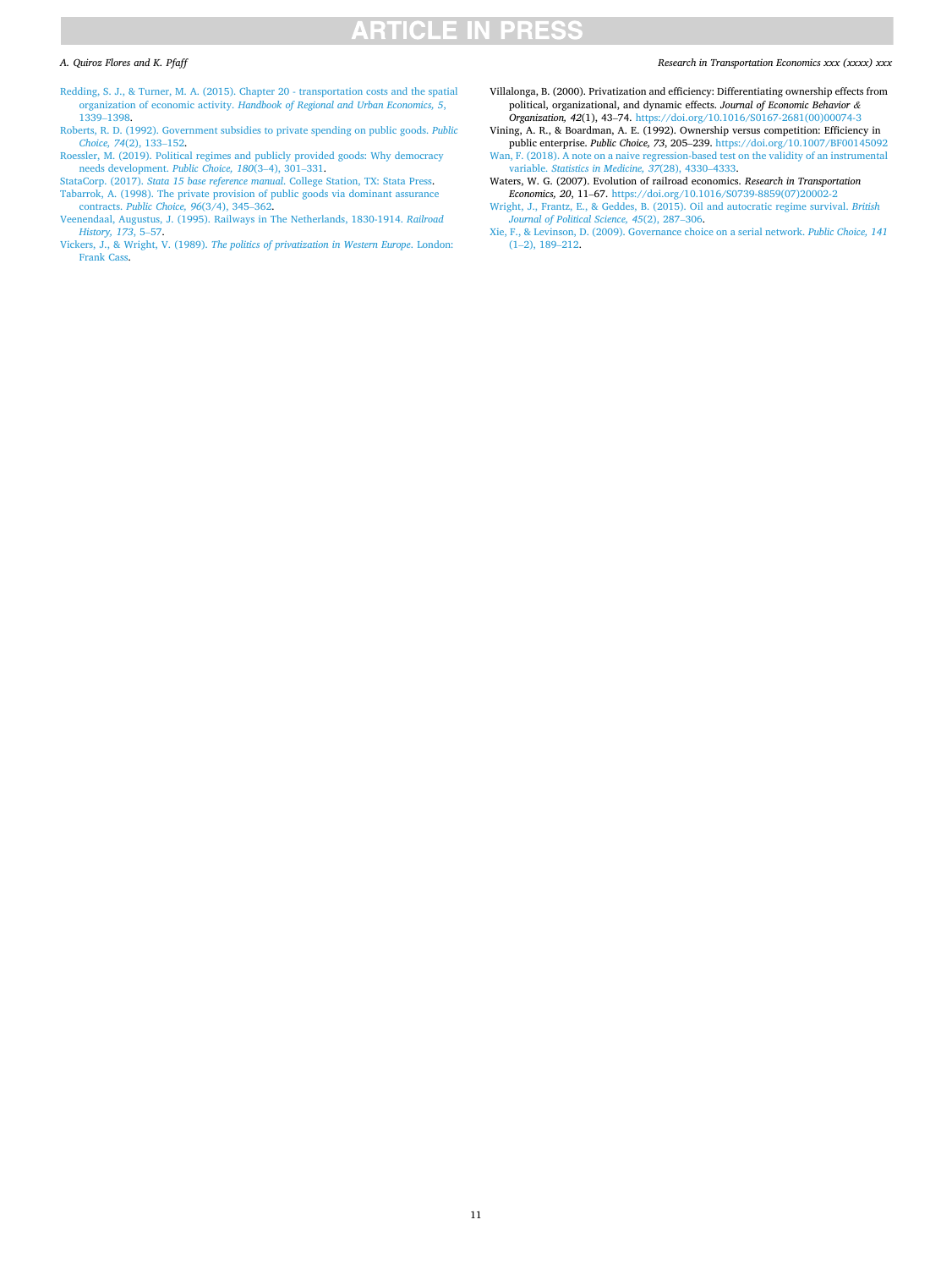Redding, S. J., & Turner, M. A. (2015). Chapter 20 - transportation costs and the spatial organization of economic activity. *Handbook of Regional and Urban Economics, 5*, 1339–1398.

Roberts, R. D. (1992). Government subsidies to private spending on public goods. *Public Choice, 74*(2), 133–152.

Roessler, M. (2019). Political regimes and publicly provided goods: Why democracy needs development. *Public Choice, 180*(3–4), 301–331.

StataCorp. (2017). *Stata 15 base reference manual*. College Station, TX: Stata Press.

Tabarrok, A. (1998). The private provision of public goods via dominant assurance contracts. *Public Choice, 96*(3/4), 345–362.

Veenendaal, Augustus, J. (1995). Railways in The Netherlands, 1830-1914. *Railroad History, 173*, 5–57.

Vickers, J., & Wright, V. (1989). *The politics of privatization in Western Europe*. London: Frank Cass.

Villalonga, B. (2000). Privatization and efficiency: Differentiating ownership effects from political, organizational, and dynamic effects. *Journal of Economic Behavior & Organization, 42*(1), 43–74. https://doi.org/10.1016/S0167-2681(00)00074-3

Vining, A. R., & Boardman, A. E. (1992). Ownership versus competition: Efficiency in public enterprise. *Public Choice, 73*, 205–239. https://doi.org/10.1007/BF00145092

Wan, F. (2018). A note on a naive regression-based test on the validity of an instrumental variable. *Statistics in Medicine, 37*(28), 4330–4333.

Waters, W. G. (2007). Evolution of railroad economics. *Research in Transportation Economics, 20*, 11–67. https://doi.org/10.1016/S0739-8859(07)20002-2

Wright, J., Frantz, E., & Geddes, B. (2015). Oil and autocratic regime survival. *British Journal of Political Science, 45*(2), 287–306.

Xie, F., & Levinson, D. (2009). Governance choice on a serial network. *Public Choice, 141*(1–2), 189–212.